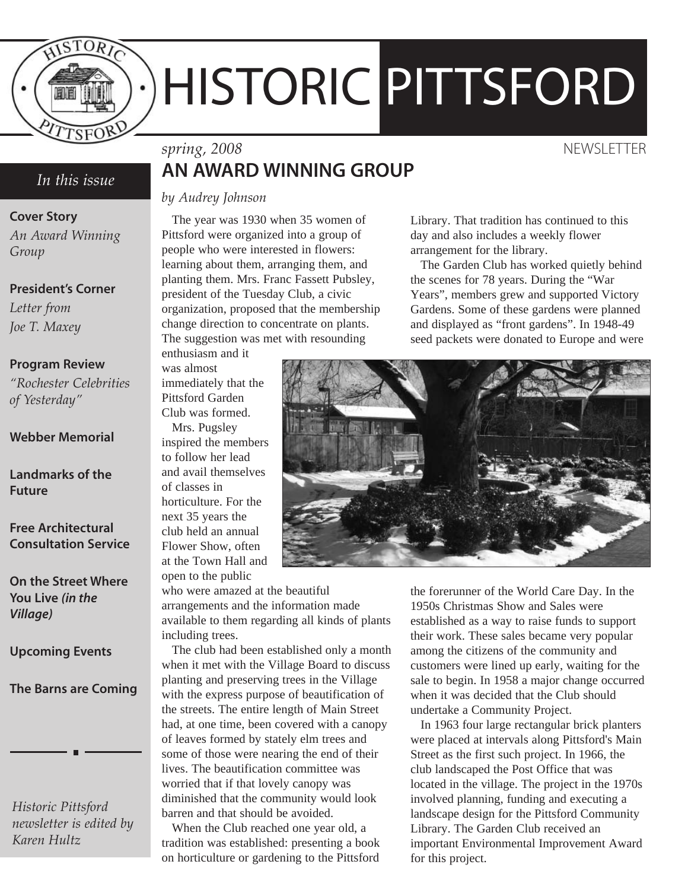# HISTORIC PITTSFORD

*spring, 2008* NEWSLETTER

*In this issue*

**Cover Story**
*An Award Winning Group*

**President's Corner**
*Letter from Joe T. Maxey*

**Program Review**
*"Rochester Celebrities of Yesterday"*

**Webber Memorial**

**Landmarks of the Future**

**Free Architectural Consultation Service**

**On the Street Where You Live *(in the Village)***

**Upcoming Events**

**The Barns are Coming**

*Historic Pittsford newsletter is edited by Karen Hultz*

## AN AWARD WINNING GROUP

*by Audrey Johnson*

The year was 1930 when 35 women of Pittsford were organized into a group of people who were interested in flowers: learning about them, arranging them, and planting them. Mrs. Franc Fassett Pubsley, president of the Tuesday Club, a civic organization, proposed that the membership change direction to concentrate on plants. The suggestion was met with resounding enthusiasm and it was almost immediately that the Pittsford Garden Club was formed.

Mrs. Pugsley inspired the members to follow her lead and avail themselves of classes in horticulture. For the next 35 years the club held an annual Flower Show, often at the Town Hall and open to the public who were amazed at the beautiful arrangements and the information made available to them regarding all kinds of plants including trees.

The club had been established only a month when it met with the Village Board to discuss planting and preserving trees in the Village with the express purpose of beautification of the streets. The entire length of Main Street had, at one time, been covered with a canopy of leaves formed by stately elm trees and some of those were nearing the end of their lives. The beautification committee was worried that if that lovely canopy was diminished that the community would look barren and that should be avoided.

When the Club reached one year old, a tradition was established: presenting a book on horticulture or gardening to the Pittsford Library. That tradition has continued to this day and also includes a weekly flower arrangement for the library.

The Garden Club has worked quietly behind the scenes for 78 years. During the "War Years", members grew and supported Victory Gardens. Some of these gardens were planned and displayed as "front gardens". In 1948-49 seed packets were donated to Europe and were the forerunner of the World Care Day. In the 1950s Christmas Show and Sales were established as a way to raise funds to support their work. These sales became very popular among the citizens of the community and customers were lined up early, waiting for the sale to begin. In 1958 a major change occurred when it was decided that the Club should undertake a Community Project.

In 1963 four large rectangular brick planters were placed at intervals along Pittsford's Main Street as the first such project. In 1966, the club landscaped the Post Office that was located in the village. The project in the 1970s involved planning, funding and executing a landscape design for the Pittsford Community Library. The Garden Club received an important Environmental Improvement Award for this project.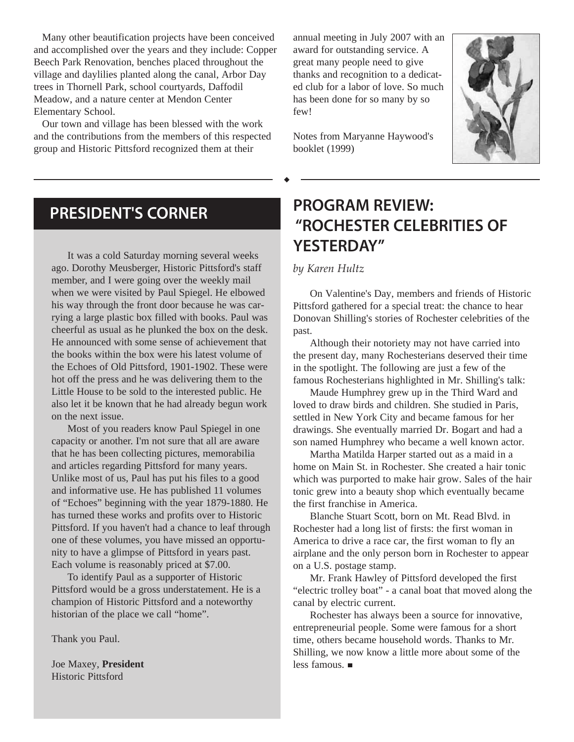Many other beautification projects have been conceived and accomplished over the years and they include: Copper Beech Park Renovation, benches placed throughout the village and daylilies planted along the canal, Arbor Day trees in Thornell Park, school courtyards, Daffodil Meadow, and a nature center at Mendon Center Elementary School.

Our town and village has been blessed with the work and the contributions from the members of this respected group and Historic Pittsford recognized them at their annual meeting in July 2007 with an award for outstanding service. A great many people need to give thanks and recognition to a dedicated club for a labor of love. So much has been done for so many by so few!

Notes from Maryanne Haywood's booklet (1999)

## PRESIDENT'S CORNER

It was a cold Saturday morning several weeks ago. Dorothy Meusberger, Historic Pittsford's staff member, and I were going over the weekly mail when we were visited by Paul Spiegel. He elbowed his way through the front door because he was carrying a large plastic box filled with books. Paul was cheerful as usual as he plunked the box on the desk. He announced with some sense of achievement that the books within the box were his latest volume of the Echoes of Old Pittsford, 1901-1902. These were hot off the press and he was delivering them to the Little House to be sold to the interested public. He also let it be known that he had already begun work on the next issue.

Most of you readers know Paul Spiegel in one capacity or another. I'm not sure that all are aware that he has been collecting pictures, memorabilia and articles regarding Pittsford for many years. Unlike most of us, Paul has put his files to a good and informative use. He has published 11 volumes of "Echoes" beginning with the year 1879-1880. He has turned these works and profits over to Historic Pittsford. If you haven't had a chance to leaf through one of these volumes, you have missed an opportunity to have a glimpse of Pittsford in years past. Each volume is reasonably priced at $7.00.

To identify Paul as a supporter of Historic Pittsford would be a gross understatement. He is a champion of Historic Pittsford and a noteworthy historian of the place we call "home".

Thank you Paul.

Joe Maxey, **President**
Historic Pittsford

## PROGRAM REVIEW: "ROCHESTER CELEBRITIES OF YESTERDAY"

*by Karen Hultz*

On Valentine's Day, members and friends of Historic Pittsford gathered for a special treat: the chance to hear Donovan Shilling's stories of Rochester celebrities of the past.

Although their notoriety may not have carried into the present day, many Rochesterians deserved their time in the spotlight. The following are just a few of the famous Rochesterians highlighted in Mr. Shilling's talk:

Maude Humphrey grew up in the Third Ward and loved to draw birds and children. She studied in Paris, settled in New York City and became famous for her drawings. She eventually married Dr. Bogart and had a son named Humphrey who became a well known actor.

Martha Matilda Harper started out as a maid in a home on Main St. in Rochester. She created a hair tonic which was purported to make hair grow. Sales of the hair tonic grew into a beauty shop which eventually became the first franchise in America.

Blanche Stuart Scott, born on Mt. Read Blvd. in Rochester had a long list of firsts: the first woman in America to drive a race car, the first woman to fly an airplane and the only person born in Rochester to appear on a U.S. postage stamp.

Mr. Frank Hawley of Pittsford developed the first "electric trolley boat" - a canal boat that moved along the canal by electric current.

Rochester has always been a source for innovative, entrepreneurial people. Some were famous for a short time, others became household words. Thanks to Mr. Shilling, we now know a little more about some of the less famous. ■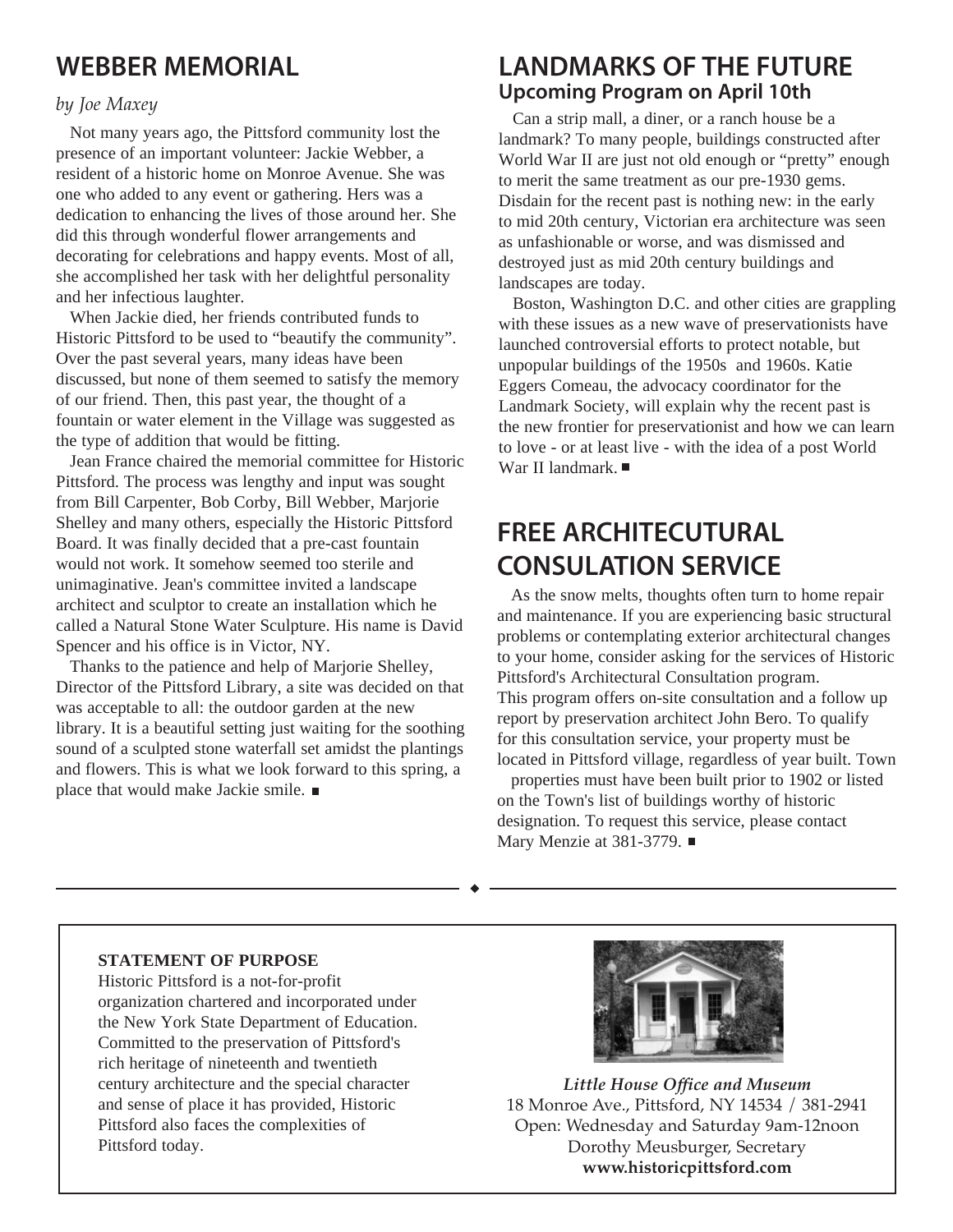## WEBBER MEMORIAL

*by Joe Maxey*

Not many years ago, the Pittsford community lost the presence of an important volunteer: Jackie Webber, a resident of a historic home on Monroe Avenue. She was one who added to any event or gathering. Hers was a dedication to enhancing the lives of those around her. She did this through wonderful flower arrangements and decorating for celebrations and happy events. Most of all, she accomplished her task with her delightful personality and her infectious laughter.

When Jackie died, her friends contributed funds to Historic Pittsford to be used to "beautify the community". Over the past several years, many ideas have been discussed, but none of them seemed to satisfy the memory of our friend. Then, this past year, the thought of a fountain or water element in the Village was suggested as the type of addition that would be fitting.

Jean France chaired the memorial committee for Historic Pittsford. The process was lengthy and input was sought from Bill Carpenter, Bob Corby, Bill Webber, Marjorie Shelley and many others, especially the Historic Pittsford Board. It was finally decided that a pre-cast fountain would not work. It somehow seemed too sterile and unimaginative. Jean's committee invited a landscape architect and sculptor to create an installation which he called a Natural Stone Water Sculpture. His name is David Spencer and his office is in Victor, NY.

Thanks to the patience and help of Marjorie Shelley, Director of the Pittsford Library, a site was decided on that was acceptable to all: the outdoor garden at the new library. It is a beautiful setting just waiting for the soothing sound of a sculpted stone waterfall set amidst the plantings and flowers. This is what we look forward to this spring, a place that would make Jackie smile. ■

## LANDMARKS OF THE FUTURE

### Upcoming Program on April 10th

Can a strip mall, a diner, or a ranch house be a landmark? To many people, buildings constructed after World War II are just not old enough or "pretty" enough to merit the same treatment as our pre-1930 gems. Disdain for the recent past is nothing new: in the early to mid 20th century, Victorian era architecture was seen as unfashionable or worse, and was dismissed and destroyed just as mid 20th century buildings and landscapes are today.

Boston, Washington D.C. and other cities are grappling with these issues as a new wave of preservationists have launched controversial efforts to protect notable, but unpopular buildings of the 1950s and 1960s. Katie Eggers Comeau, the advocacy coordinator for the Landmark Society, will explain why the recent past is the new frontier for preservationist and how we can learn to love - or at least live - with the idea of a post World War II landmark. ■

## FREE ARCHITECUTURAL CONSULATION SERVICE

As the snow melts, thoughts often turn to home repair and maintenance. If you are experiencing basic structural problems or contemplating exterior architectural changes to your home, consider asking for the services of Historic Pittsford's Architectural Consultation program. This program offers on-site consultation and a follow up report by preservation architect John Bero. To qualify for this consultation service, your property must be located in Pittsford village, regardless of year built. Town properties must have been built prior to 1902 or listed on the Town's list of buildings worthy of historic designation. To request this service, please contact Mary Menzie at 381-3779. ■

---

**STATEMENT OF PURPOSE**

Historic Pittsford is a not-for-profit organization chartered and incorporated under the New York State Department of Education. Committed to the preservation of Pittsford's rich heritage of nineteenth and twentieth century architecture and the special character and sense of place it has provided, Historic Pittsford also faces the complexities of Pittsford today.

***Little House Office and Museum***
18 Monroe Ave., Pittsford, NY 14534 / 381-2941
Open: Wednesday and Saturday 9am-12noon
Dorothy Meusburger, Secretary
**www.historicpittsford.com**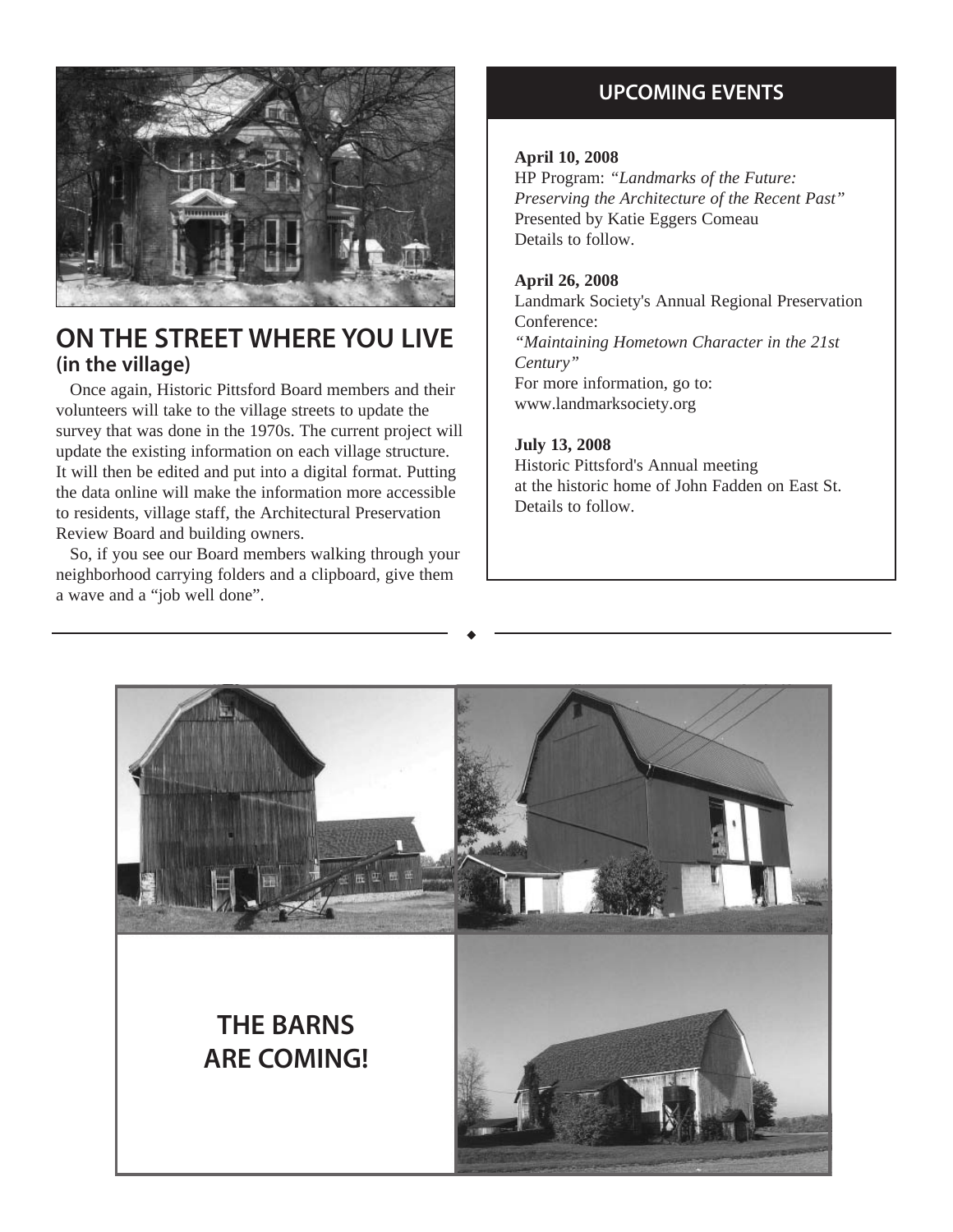## ON THE STREET WHERE YOU LIVE
### (in the village)

Once again, Historic Pittsford Board members and their volunteers will take to the village streets to update the survey that was done in the 1970s. The current project will update the existing information on each village structure. It will then be edited and put into a digital format. Putting the data online will make the information more accessible to residents, village staff, the Architectural Preservation Review Board and building owners.

So, if you see our Board members walking through your neighborhood carrying folders and a clipboard, give them a wave and a "job well done".

## UPCOMING EVENTS

**April 10, 2008**
HP Program: *"Landmarks of the Future: Preserving the Architecture of the Recent Past"*
Presented by Katie Eggers Comeau
Details to follow.

**April 26, 2008**
Landmark Society's Annual Regional Preservation Conference:
*"Maintaining Hometown Character in the 21st Century"*
For more information, go to:
www.landmarksociety.org

**July 13, 2008**
Historic Pittsford's Annual meeting
at the historic home of John Fadden on East St.
Details to follow.

## THE BARNS ARE COMING!